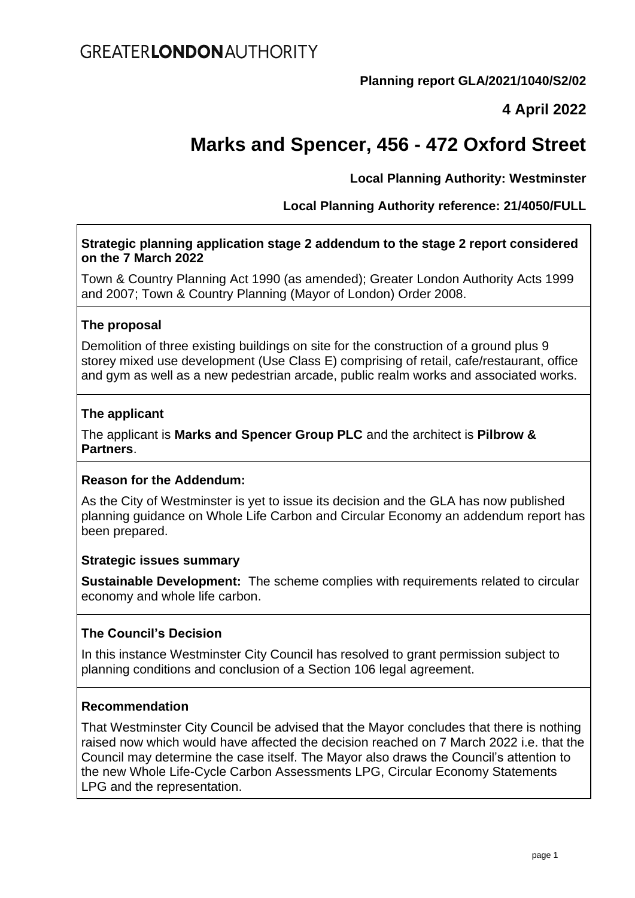GREATER**LONDON**AUTHORITY

**Planning report GLA/2021/1040/S2/02**

**4 April 2022**

# Marks and Spencer, 456 - 472 Oxford Street

**Local Planning Authority: Westminster**

**Local Planning Authority reference: 21/4050/FULL**

**Strategic planning application stage 2 addendum to the stage 2 report considered on the 7 March 2022**

Town & Country Planning Act 1990 (as amended); Greater London Authority Acts 1999 and 2007; Town & Country Planning (Mayor of London) Order 2008.

### The proposal

Demolition of three existing buildings on site for the construction of a ground plus 9 storey mixed use development (Use Class E) comprising of retail, cafe/restaurant, office and gym as well as a new pedestrian arcade, public realm works and associated works.

### The applicant

The applicant is **Marks and Spencer Group PLC** and the architect is **Pilbrow & Partners**.

### Reason for the Addendum:

As the City of Westminster is yet to issue its decision and the GLA has now published planning guidance on Whole Life Carbon and Circular Economy an addendum report has been prepared.

### Strategic issues summary

**Sustainable Development:** The scheme complies with requirements related to circular economy and whole life carbon.

### The Council's Decision

In this instance Westminster City Council has resolved to grant permission subject to planning conditions and conclusion of a Section 106 legal agreement.

### Recommendation

That Westminster City Council be advised that the Mayor concludes that there is nothing raised now which would have affected the decision reached on 7 March 2022 i.e. that the Council may determine the case itself. The Mayor also draws the Council's attention to the new Whole Life-Cycle Carbon Assessments LPG, Circular Economy Statements LPG and the representation.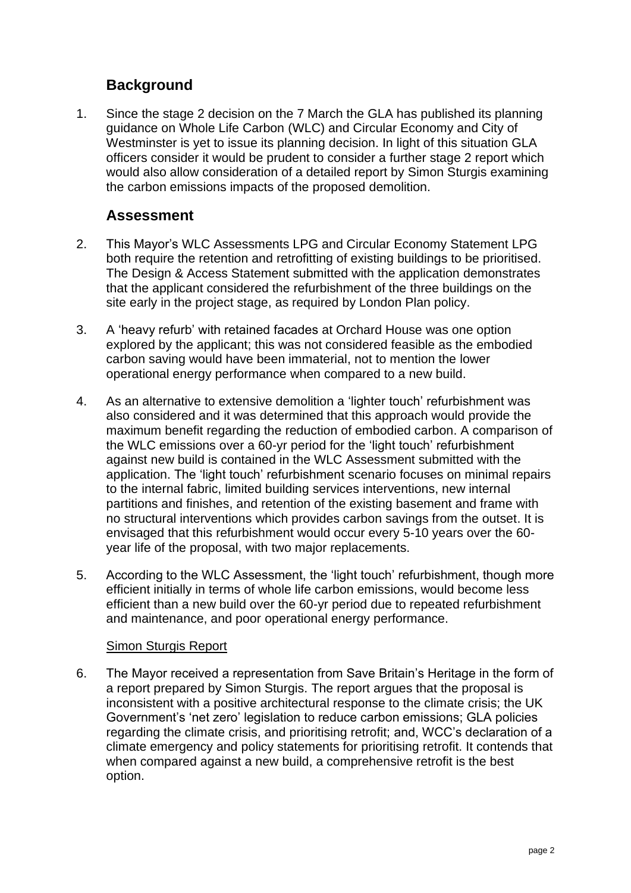## Background

1. Since the stage 2 decision on the 7 March the GLA has published its planning guidance on Whole Life Carbon (WLC) and Circular Economy and City of Westminster is yet to issue its planning decision. In light of this situation GLA officers consider it would be prudent to consider a further stage 2 report which would also allow consideration of a detailed report by Simon Sturgis examining the carbon emissions impacts of the proposed demolition.

## Assessment

2. This Mayor's WLC Assessments LPG and Circular Economy Statement LPG both require the retention and retrofitting of existing buildings to be prioritised. The Design & Access Statement submitted with the application demonstrates that the applicant considered the refurbishment of the three buildings on the site early in the project stage, as required by London Plan policy.

3. A 'heavy refurb' with retained facades at Orchard House was one option explored by the applicant; this was not considered feasible as the embodied carbon saving would have been immaterial, not to mention the lower operational energy performance when compared to a new build.

4. As an alternative to extensive demolition a 'lighter touch' refurbishment was also considered and it was determined that this approach would provide the maximum benefit regarding the reduction of embodied carbon. A comparison of the WLC emissions over a 60-yr period for the 'light touch' refurbishment against new build is contained in the WLC Assessment submitted with the application. The 'light touch' refurbishment scenario focuses on minimal repairs to the internal fabric, limited building services interventions, new internal partitions and finishes, and retention of the existing basement and frame with no structural interventions which provides carbon savings from the outset. It is envisaged that this refurbishment would occur every 5-10 years over the 60-year life of the proposal, with two major replacements.

5. According to the WLC Assessment, the 'light touch' refurbishment, though more efficient initially in terms of whole life carbon emissions, would become less efficient than a new build over the 60-yr period due to repeated refurbishment and maintenance, and poor operational energy performance.

<u>Simon Sturgis Report</u>

6. The Mayor received a representation from Save Britain's Heritage in the form of a report prepared by Simon Sturgis. The report argues that the proposal is inconsistent with a positive architectural response to the climate crisis; the UK Government's 'net zero' legislation to reduce carbon emissions; GLA policies regarding the climate crisis, and prioritising retrofit; and, WCC's declaration of a climate emergency and policy statements for prioritising retrofit. It contends that when compared against a new build, a comprehensive retrofit is the best option.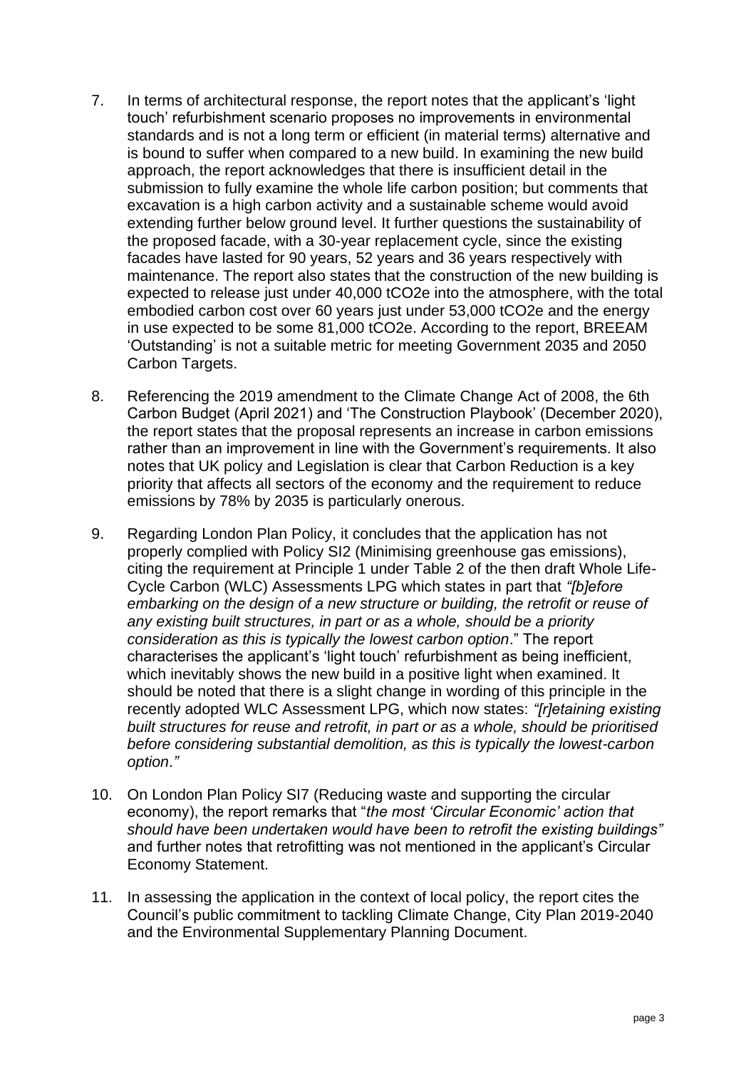7. In terms of architectural response, the report notes that the applicant's 'light touch' refurbishment scenario proposes no improvements in environmental standards and is not a long term or efficient (in material terms) alternative and is bound to suffer when compared to a new build. In examining the new build approach, the report acknowledges that there is insufficient detail in the submission to fully examine the whole life carbon position; but comments that excavation is a high carbon activity and a sustainable scheme would avoid extending further below ground level. It further questions the sustainability of the proposed facade, with a 30-year replacement cycle, since the existing facades have lasted for 90 years, 52 years and 36 years respectively with maintenance. The report also states that the construction of the new building is expected to release just under 40,000 tCO2e into the atmosphere, with the total embodied carbon cost over 60 years just under 53,000 tCO2e and the energy in use expected to be some 81,000 tCO2e. According to the report, BREEAM 'Outstanding' is not a suitable metric for meeting Government 2035 and 2050 Carbon Targets.

8. Referencing the 2019 amendment to the Climate Change Act of 2008, the 6th Carbon Budget (April 2021) and 'The Construction Playbook' (December 2020), the report states that the proposal represents an increase in carbon emissions rather than an improvement in line with the Government's requirements. It also notes that UK policy and Legislation is clear that Carbon Reduction is a key priority that affects all sectors of the economy and the requirement to reduce emissions by 78% by 2035 is particularly onerous.

9. Regarding London Plan Policy, it concludes that the application has not properly complied with Policy SI2 (Minimising greenhouse gas emissions), citing the requirement at Principle 1 under Table 2 of the then draft Whole Life-Cycle Carbon (WLC) Assessments LPG which states in part that *"[b]efore embarking on the design of a new structure or building, the retrofit or reuse of any existing built structures, in part or as a whole, should be a priority consideration as this is typically the lowest carbon option*." The report characterises the applicant's 'light touch' refurbishment as being inefficient, which inevitably shows the new build in a positive light when examined. It should be noted that there is a slight change in wording of this principle in the recently adopted WLC Assessment LPG, which now states: *"[r]etaining existing built structures for reuse and retrofit, in part or as a whole, should be prioritised before considering substantial demolition, as this is typically the lowest-carbon option."*

10. On London Plan Policy SI7 (Reducing waste and supporting the circular economy), the report remarks that "*the most 'Circular Economic' action that should have been undertaken would have been to retrofit the existing buildings"* and further notes that retrofitting was not mentioned in the applicant's Circular Economy Statement.

11. In assessing the application in the context of local policy, the report cites the Council's public commitment to tackling Climate Change, City Plan 2019-2040 and the Environmental Supplementary Planning Document.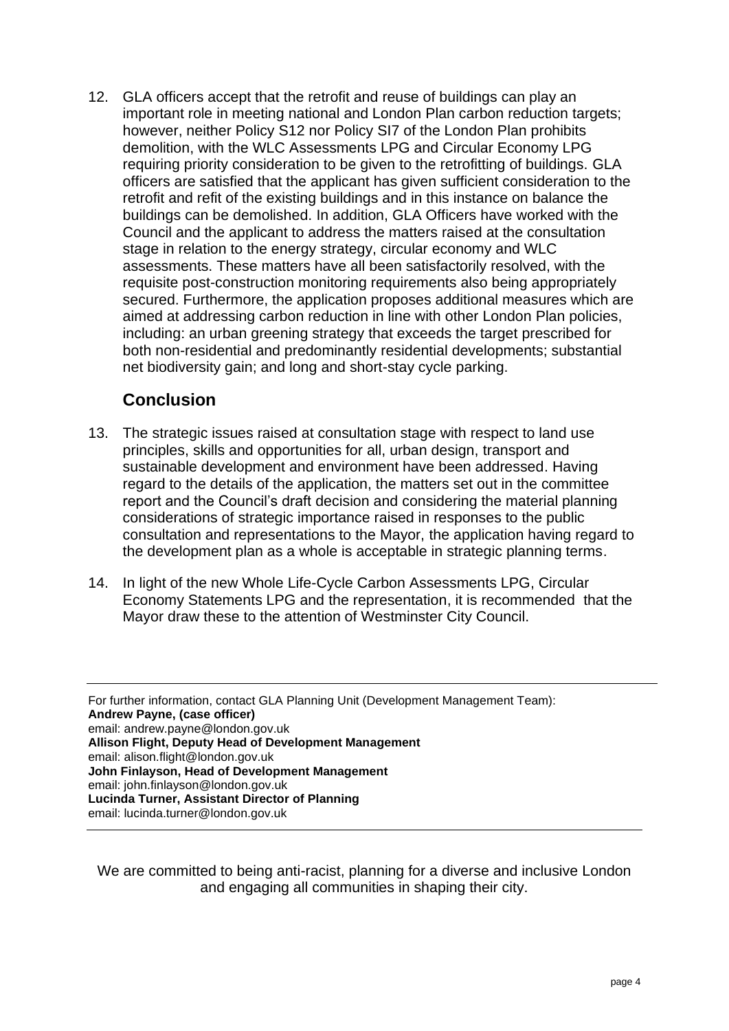12. GLA officers accept that the retrofit and reuse of buildings can play an important role in meeting national and London Plan carbon reduction targets; however, neither Policy S12 nor Policy SI7 of the London Plan prohibits demolition, with the WLC Assessments LPG and Circular Economy LPG requiring priority consideration to be given to the retrofitting of buildings. GLA officers are satisfied that the applicant has given sufficient consideration to the retrofit and refit of the existing buildings and in this instance on balance the buildings can be demolished. In addition, GLA Officers have worked with the Council and the applicant to address the matters raised at the consultation stage in relation to the energy strategy, circular economy and WLC assessments. These matters have all been satisfactorily resolved, with the requisite post-construction monitoring requirements also being appropriately secured. Furthermore, the application proposes additional measures which are aimed at addressing carbon reduction in line with other London Plan policies, including: an urban greening strategy that exceeds the target prescribed for both non-residential and predominantly residential developments; substantial net biodiversity gain; and long and short-stay cycle parking.

## Conclusion

13. The strategic issues raised at consultation stage with respect to land use principles, skills and opportunities for all, urban design, transport and sustainable development and environment have been addressed. Having regard to the details of the application, the matters set out in the committee report and the Council's draft decision and considering the material planning considerations of strategic importance raised in responses to the public consultation and representations to the Mayor, the application having regard to the development plan as a whole is acceptable in strategic planning terms.

14. In light of the new Whole Life-Cycle Carbon Assessments LPG, Circular Economy Statements LPG and the representation, it is recommended that the Mayor draw these to the attention of Westminster City Council.

---

For further information, contact GLA Planning Unit (Development Management Team):
**Andrew Payne, (case officer)**
email: andrew.payne@london.gov.uk
**Allison Flight, Deputy Head of Development Management**
email: alison.flight@london.gov.uk
**John Finlayson, Head of Development Management**
email: john.finlayson@london.gov.uk
**Lucinda Turner, Assistant Director of Planning**
email: lucinda.turner@london.gov.uk

---

We are committed to being anti-racist, planning for a diverse and inclusive London and engaging all communities in shaping their city.